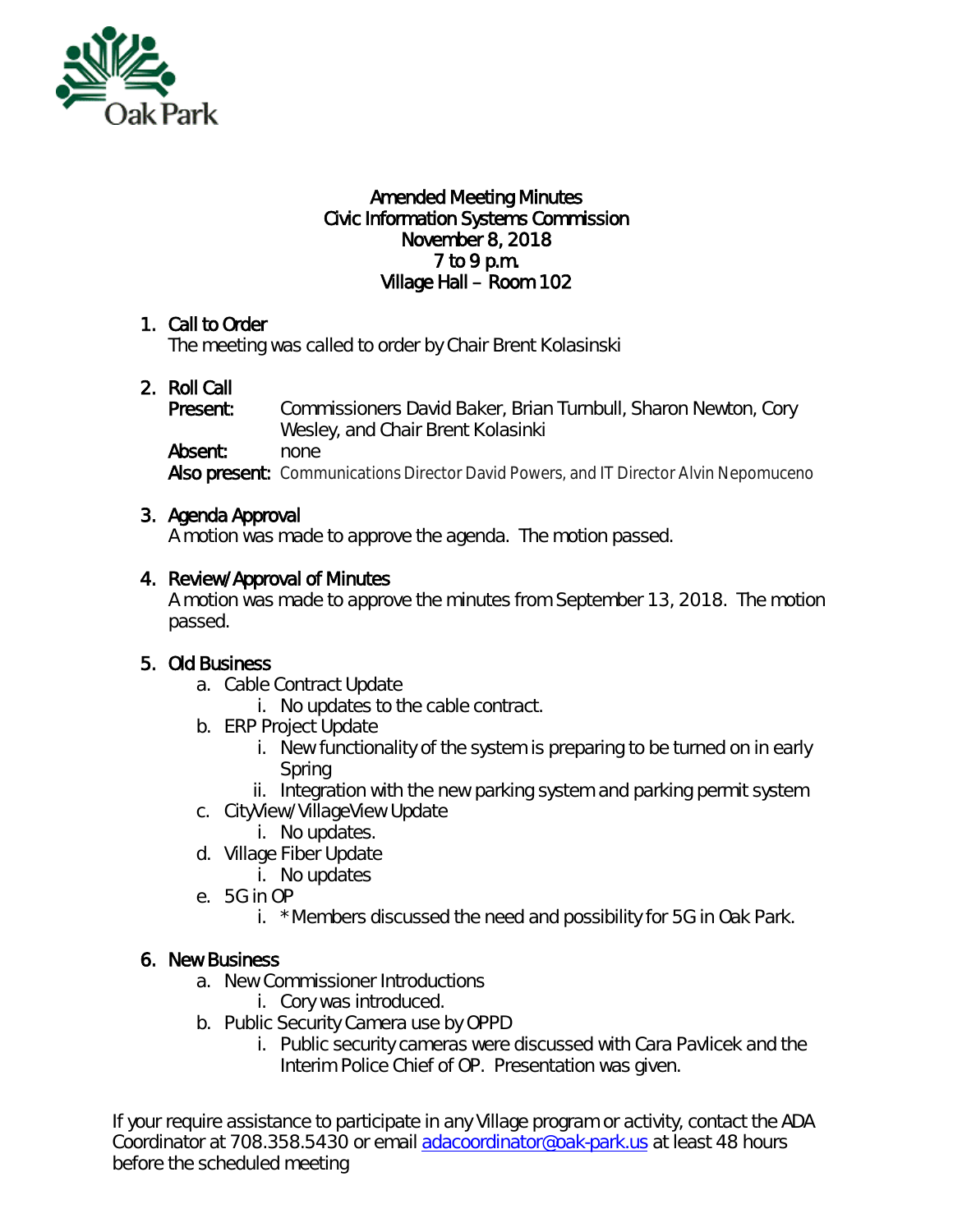**Amended Meeting Minutes**
**Civic Information Systems Commission**
**November 8, 2018**
**7 to 9 p.m.**
**Village Hall – Room 102**

1. **Call to Order**
   The meeting was called to order by Chair Brent Kolasinski

2. **Roll Call**
   **Present:** Commissioners David Baker, Brian Turnbull, Sharon Newton, Cory Wesley, and Chair Brent Kolasinki
   **Absent:** none
   **Also present:** Communications Director David Powers, and IT Director Alvin Nepomuceno

3. **Agenda Approval**
   A motion was made to approve the agenda. The motion passed.

4. **Review/Approval of Minutes**
   A motion was made to approve the minutes from September 13, 2018. The motion passed.

5. **Old Business**
   a. Cable Contract Update
      i. No updates to the cable contract.
   b. ERP Project Update
      i. New functionality of the system is preparing to be turned on in early Spring
      ii. Integration with the new parking system and parking permit system
   c. CityView/VillageView Update
      i. No updates.
   d. Village Fiber Update
      i. No updates
   e. 5G in OP
      i. * Members discussed the need and possibility for 5G in Oak Park.

6. **New Business**
   a. New Commissioner Introductions
      i. Cory was introduced.
   b. Public Security Camera use by OPPD
      i. Public security cameras were discussed with Cara Pavlicek and the Interim Police Chief of OP. Presentation was given.

If your require assistance to participate in any Village program or activity, contact the ADA Coordinator at 708.358.5430 or email adacoordinator@oak-park.us at least 48 hours before the scheduled meeting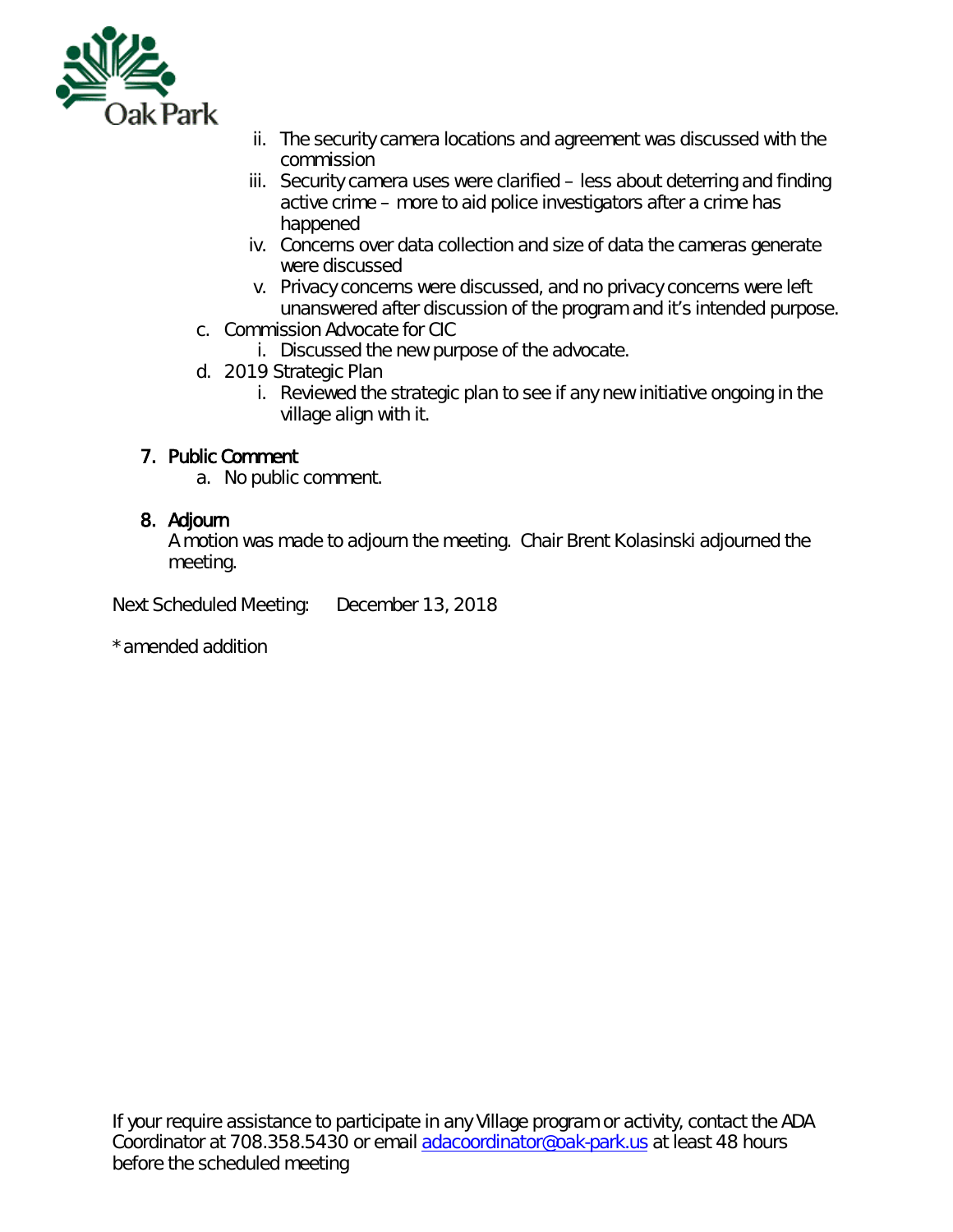ii. The security camera locations and agreement was discussed with the commission
   iii. Security camera uses were clarified – less about deterring and finding active crime – more to aid police investigators after a crime has happened
   iv. Concerns over data collection and size of data the cameras generate were discussed
   v. Privacy concerns were discussed, and no privacy concerns were left unanswered after discussion of the program and it's intended purpose.

c. Commission Advocate for CIC
   i. Discussed the new purpose of the advocate.

d. 2019 Strategic Plan
   i. Reviewed the strategic plan to see if any new initiative ongoing in the village align with it.

7. **Public Comment**
   a. No public comment.

8. **Adjourn**
   A motion was made to adjourn the meeting. Chair Brent Kolasinski adjourned the meeting.

Next Scheduled Meeting: December 13, 2018

*amended addition

If your require assistance to participate in any Village program or activity, contact the ADA Coordinator at 708.358.5430 or email adacoordinator@oak-park.us at least 48 hours before the scheduled meeting